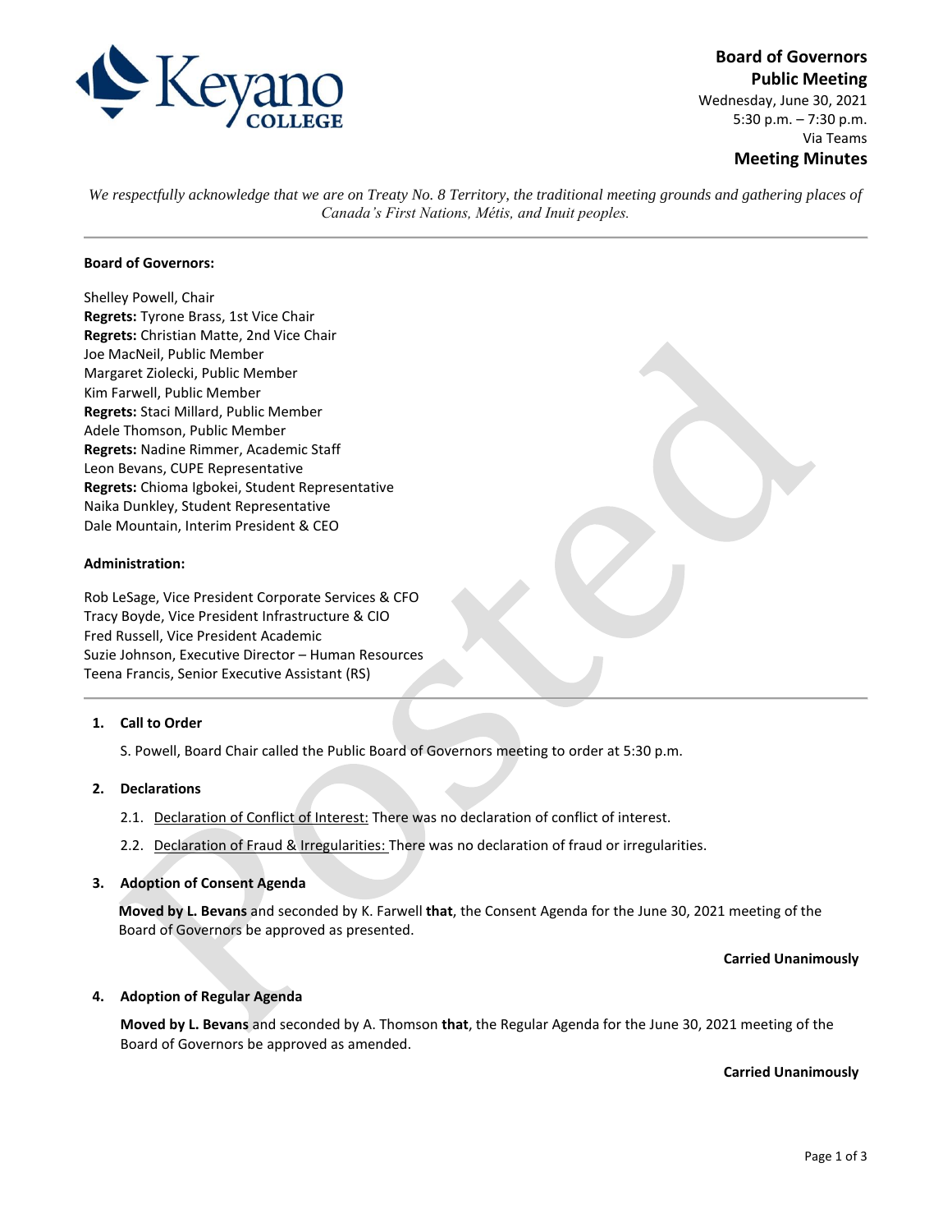**Board of Governors**
**Public Meeting**
Wednesday, June 30, 2021
5:30 p.m. – 7:30 p.m.
Via Teams

## Meeting Minutes

*We respectfully acknowledge that we are on Treaty No. 8 Territory, the traditional meeting grounds and gathering places of Canada's First Nations, Métis, and Inuit peoples.*

---

**Board of Governors:**

Shelley Powell, Chair
**Regrets:** Tyrone Brass, 1st Vice Chair
**Regrets:** Christian Matte, 2nd Vice Chair
Joe MacNeil, Public Member
Margaret Ziolecki, Public Member
Kim Farwell, Public Member
**Regrets:** Staci Millard, Public Member
Adele Thomson, Public Member
**Regrets:** Nadine Rimmer, Academic Staff
Leon Bevans, CUPE Representative
**Regrets:** Chioma Igbokei, Student Representative
Naika Dunkley, Student Representative
Dale Mountain, Interim President & CEO

**Administration:**

Rob LeSage, Vice President Corporate Services & CFO
Tracy Boyde, Vice President Infrastructure & CIO
Fred Russell, Vice President Academic
Suzie Johnson, Executive Director – Human Resources
Teena Francis, Senior Executive Assistant (RS)

---

### 1. Call to Order

S. Powell, Board Chair called the Public Board of Governors meeting to order at 5:30 p.m.

### 2. Declarations

2.1. Declaration of Conflict of Interest: There was no declaration of conflict of interest.

2.2. Declaration of Fraud & Irregularities: There was no declaration of fraud or irregularities.

### 3. Adoption of Consent Agenda

**Moved by L. Bevans** and seconded by K. Farwell **that**, the Consent Agenda for the June 30, 2021 meeting of the Board of Governors be approved as presented.

**Carried Unanimously**

### 4. Adoption of Regular Agenda

**Moved by L. Bevans** and seconded by A. Thomson **that**, the Regular Agenda for the June 30, 2021 meeting of the Board of Governors be approved as amended.

**Carried Unanimously**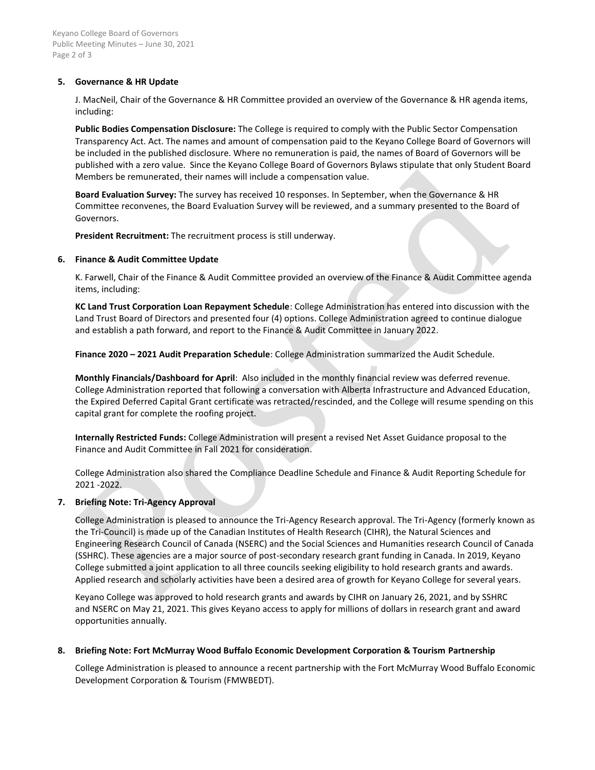**5. Governance & HR Update**

J. MacNeil, Chair of the Governance & HR Committee provided an overview of the Governance & HR agenda items, including:

**Public Bodies Compensation Disclosure:** The College is required to comply with the Public Sector Compensation Transparency Act. Act. The names and amount of compensation paid to the Keyano College Board of Governors will be included in the published disclosure. Where no remuneration is paid, the names of Board of Governors will be published with a zero value. Since the Keyano College Board of Governors Bylaws stipulate that only Student Board Members be remunerated, their names will include a compensation value.

**Board Evaluation Survey:** The survey has received 10 responses. In September, when the Governance & HR Committee reconvenes, the Board Evaluation Survey will be reviewed, and a summary presented to the Board of Governors.

**President Recruitment:** The recruitment process is still underway.

**6. Finance & Audit Committee Update**

K. Farwell, Chair of the Finance & Audit Committee provided an overview of the Finance & Audit Committee agenda items, including:

**KC Land Trust Corporation Loan Repayment Schedule**: College Administration has entered into discussion with the Land Trust Board of Directors and presented four (4) options. College Administration agreed to continue dialogue and establish a path forward, and report to the Finance & Audit Committee in January 2022.

**Finance 2020 – 2021 Audit Preparation Schedule**: College Administration summarized the Audit Schedule.

**Monthly Financials/Dashboard for April**: Also included in the monthly financial review was deferred revenue. College Administration reported that following a conversation with Alberta Infrastructure and Advanced Education, the Expired Deferred Capital Grant certificate was retracted/rescinded, and the College will resume spending on this capital grant for complete the roofing project.

**Internally Restricted Funds:** College Administration will present a revised Net Asset Guidance proposal to the Finance and Audit Committee in Fall 2021 for consideration.

College Administration also shared the Compliance Deadline Schedule and Finance & Audit Reporting Schedule for 2021 -2022.

**7. Briefing Note: Tri-Agency Approval**

College Administration is pleased to announce the Tri-Agency Research approval. The Tri-Agency (formerly known as the Tri-Council) is made up of the Canadian Institutes of Health Research (CIHR), the Natural Sciences and Engineering Research Council of Canada (NSERC) and the Social Sciences and Humanities research Council of Canada (SSHRC). These agencies are a major source of post-secondary research grant funding in Canada. In 2019, Keyano College submitted a joint application to all three councils seeking eligibility to hold research grants and awards. Applied research and scholarly activities have been a desired area of growth for Keyano College for several years.

Keyano College was approved to hold research grants and awards by CIHR on January 26, 2021, and by SSHRC and NSERC on May 21, 2021. This gives Keyano access to apply for millions of dollars in research grant and award opportunities annually.

**8. Briefing Note: Fort McMurray Wood Buffalo Economic Development Corporation & Tourism Partnership**

College Administration is pleased to announce a recent partnership with the Fort McMurray Wood Buffalo Economic Development Corporation & Tourism (FMWBEDT).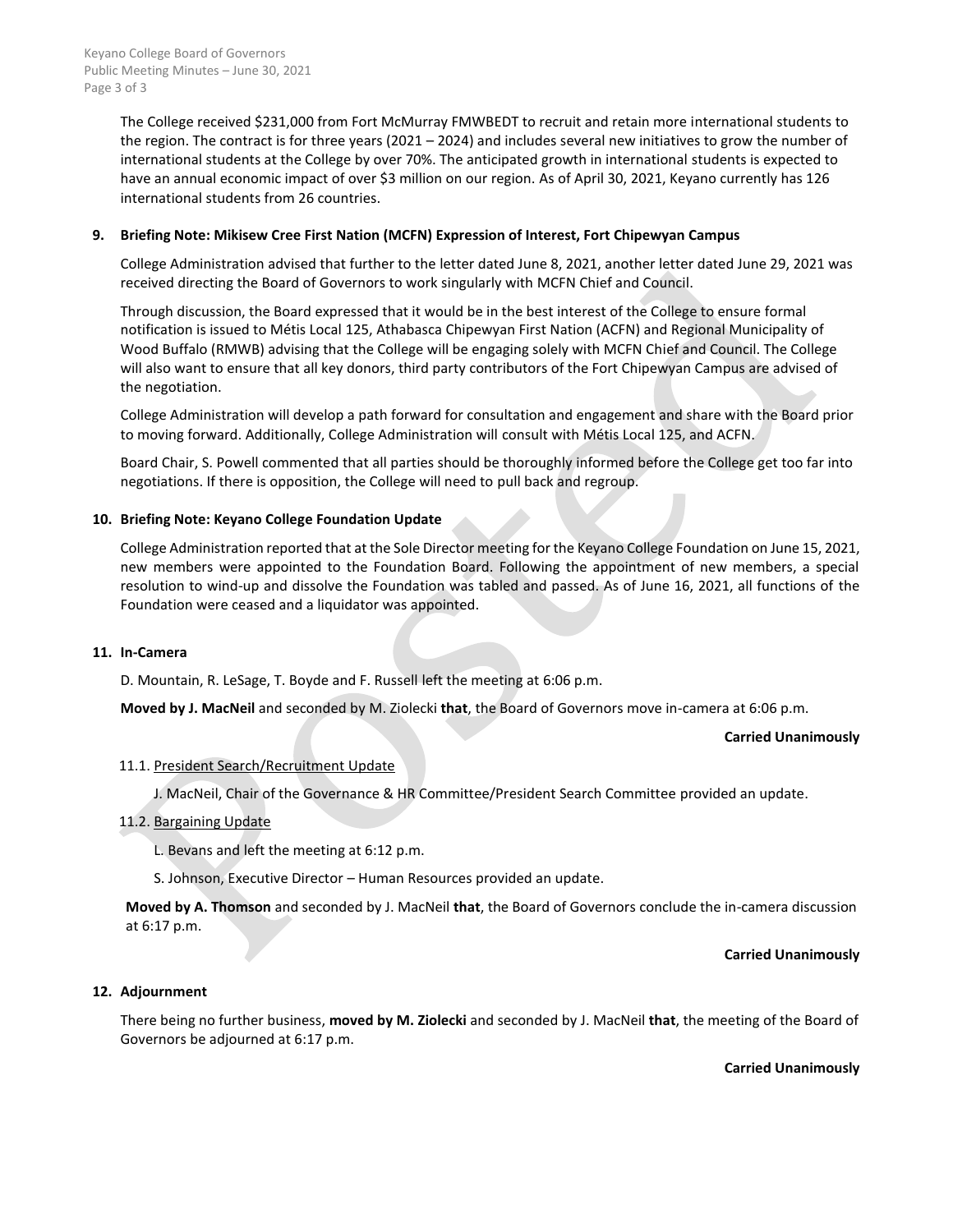The College received $231,000 from Fort McMurray FMWBEDT to recruit and retain more international students to the region. The contract is for three years (2021 – 2024) and includes several new initiatives to grow the number of international students at the College by over 70%. The anticipated growth in international students is expected to have an annual economic impact of over $3 million on our region. As of April 30, 2021, Keyano currently has 126 international students from 26 countries.

**9. Briefing Note: Mikisew Cree First Nation (MCFN) Expression of Interest, Fort Chipewyan Campus**

College Administration advised that further to the letter dated June 8, 2021, another letter dated June 29, 2021 was received directing the Board of Governors to work singularly with MCFN Chief and Council.

Through discussion, the Board expressed that it would be in the best interest of the College to ensure formal notification is issued to Métis Local 125, Athabasca Chipewyan First Nation (ACFN) and Regional Municipality of Wood Buffalo (RMWB) advising that the College will be engaging solely with MCFN Chief and Council. The College will also want to ensure that all key donors, third party contributors of the Fort Chipewyan Campus are advised of the negotiation.

College Administration will develop a path forward for consultation and engagement and share with the Board prior to moving forward. Additionally, College Administration will consult with Métis Local 125, and ACFN.

Board Chair, S. Powell commented that all parties should be thoroughly informed before the College get too far into negotiations. If there is opposition, the College will need to pull back and regroup.

**10. Briefing Note: Keyano College Foundation Update**

College Administration reported that at the Sole Director meeting for the Keyano College Foundation on June 15, 2021, new members were appointed to the Foundation Board. Following the appointment of new members, a special resolution to wind-up and dissolve the Foundation was tabled and passed. As of June 16, 2021, all functions of the Foundation were ceased and a liquidator was appointed.

**11. In-Camera**

D. Mountain, R. LeSage, T. Boyde and F. Russell left the meeting at 6:06 p.m.

**Moved by J. MacNeil** and seconded by M. Ziolecki **that**, the Board of Governors move in-camera at 6:06 p.m.

**Carried Unanimously**

11.1. President Search/Recruitment Update

J. MacNeil, Chair of the Governance & HR Committee/President Search Committee provided an update.

11.2. Bargaining Update

L. Bevans and left the meeting at 6:12 p.m.

S. Johnson, Executive Director – Human Resources provided an update.

**Moved by A. Thomson** and seconded by J. MacNeil **that**, the Board of Governors conclude the in-camera discussion at 6:17 p.m.

**Carried Unanimously**

**12. Adjournment**

There being no further business, **moved by M. Ziolecki** and seconded by J. MacNeil **that**, the meeting of the Board of Governors be adjourned at 6:17 p.m.

**Carried Unanimously**